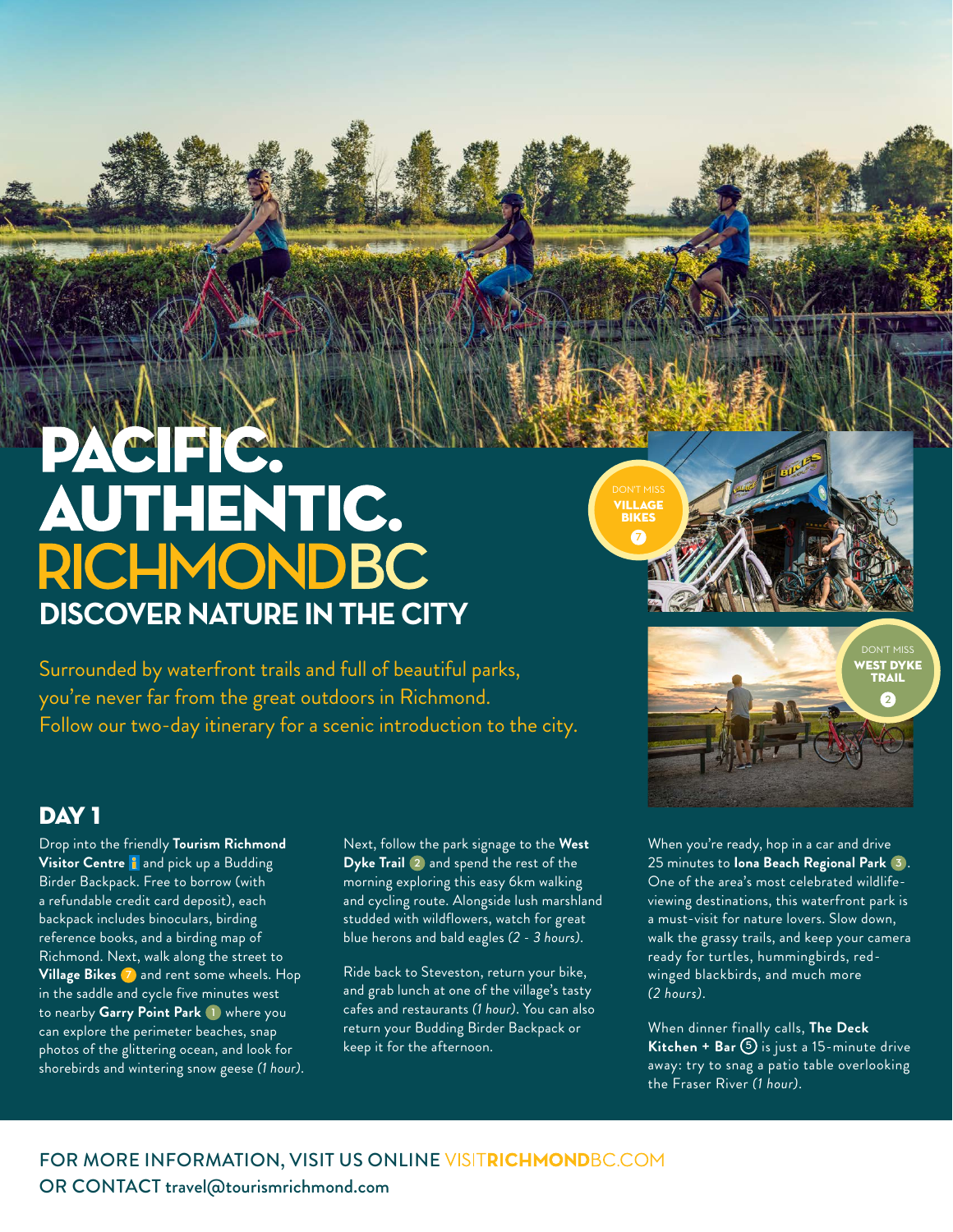# PACIFIC. AUTHENTIC. RICHMONDBC

## DISCOVER NATURE IN THE CITY

Surrounded by waterfront trails and full of beautiful parks, you're never far from the great outdoors in Richmond. Follow our two-day itinerary for a scenic introduction to the city.

DON'T MISS **VILLAGE BIKES** 7

DON'T MISS **WEST DYKE TRAIL** 2

## DAY 1

Drop into the friendly **Tourism Richmond Visitor Centre** i and pick up a Budding Birder Backpack. Free to borrow (with a refundable credit card deposit), each backpack includes binoculars, birding reference books, and a birding map of Richmond. Next, walk along the street to **Village Bikes** 7 and rent some wheels. Hop in the saddle and cycle five minutes west to nearby **Garry Point Park** 1 where you can explore the perimeter beaches, snap photos of the glittering ocean, and look for shorebirds and wintering snow geese *(1 hour)*.

Next, follow the park signage to the **West Dyke Trail** 2 and spend the rest of the morning exploring this easy 6km walking and cycling route. Alongside lush marshland studded with wildflowers, watch for great blue herons and bald eagles *(2 - 3 hours)*.

Ride back to Steveston, return your bike, and grab lunch at one of the village's tasty cafes and restaurants *(1 hour)*. You can also return your Budding Birder Backpack or keep it for the afternoon.

When you're ready, hop in a car and drive 25 minutes to **Iona Beach Regional Park** 3. One of the area's most celebrated wildlife-viewing destinations, this waterfront park is a must-visit for nature lovers. Slow down, walk the grassy trails, and keep your camera ready for turtles, hummingbirds, red-winged blackbirds, and much more *(2 hours)*.

When dinner finally calls, **The Deck Kitchen + Bar** 5 is just a 15-minute drive away: try to snag a patio table overlooking the Fraser River *(1 hour)*.

FOR MORE INFORMATION, VISIT US ONLINE VISITRICHMONDBC.COM
OR CONTACT travel@tourismrichmond.com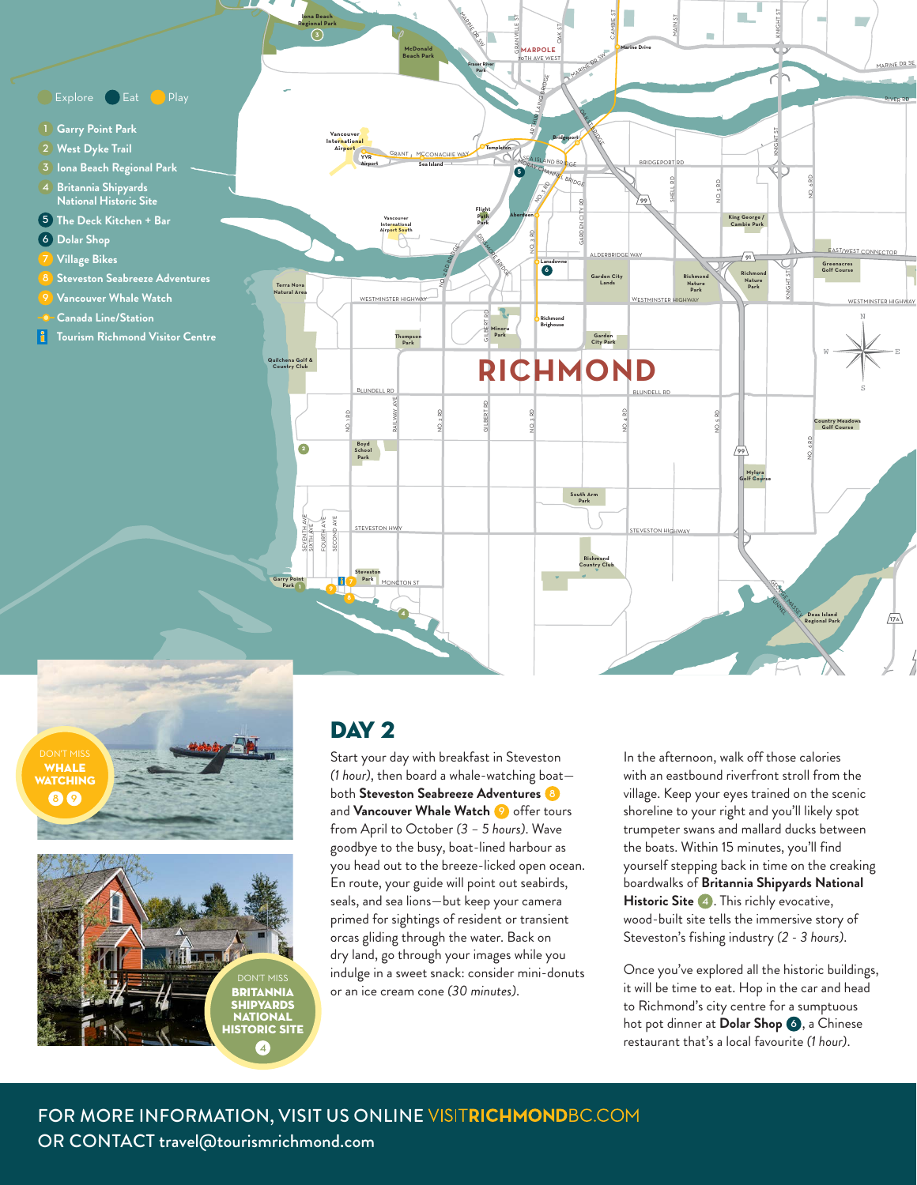Explore Eat Play

1. Garry Point Park
2. West Dyke Trail
3. Iona Beach Regional Park
4. Britannia Shipyards National Historic Site
5. The Deck Kitchen + Bar
6. Dolar Shop
7. Village Bikes
8. Steveston Seabreeze Adventures
9. Vancouver Whale Watch

Canada Line/Station

Tourism Richmond Visitor Centre

RICHMOND

DON'T MISS **WHALE WATCHING** 8 9

DON'T MISS **BRITANNIA SHIPYARDS NATIONAL HISTORIC SITE** 4

## DAY 2

Start your day with breakfast in Steveston *(1 hour)*, then board a whale-watching boat—both **Steveston Seabreeze Adventures** 8 and **Vancouver Whale Watch** 9 offer tours from April to October *(3 – 5 hours)*. Wave goodbye to the busy, boat-lined harbour as you head out to the breeze-licked open ocean. En route, your guide will point out seabirds, seals, and sea lions—but keep your camera primed for sightings of resident or transient orcas gliding through the water. Back on dry land, go through your images while you indulge in a sweet snack: consider mini-donuts or an ice cream cone *(30 minutes)*.

In the afternoon, walk off those calories with an eastbound riverfront stroll from the village. Keep your eyes trained on the scenic shoreline to your right and you'll likely spot trumpeter swans and mallard ducks between the boats. Within 15 minutes, you'll find yourself stepping back in time on the creaking boardwalks of **Britannia Shipyards National Historic Site** 4. This richly evocative, wood-built site tells the immersive story of Steveston's fishing industry *(2 - 3 hours)*.

Once you've explored all the historic buildings, it will be time to eat. Hop in the car and head to Richmond's city centre for a sumptuous hot pot dinner at **Dolar Shop** 6, a Chinese restaurant that's a local favourite *(1 hour)*.

FOR MORE INFORMATION, VISIT US ONLINE VISITRICHMONDBC.COM
OR CONTACT travel@tourismrichmond.com